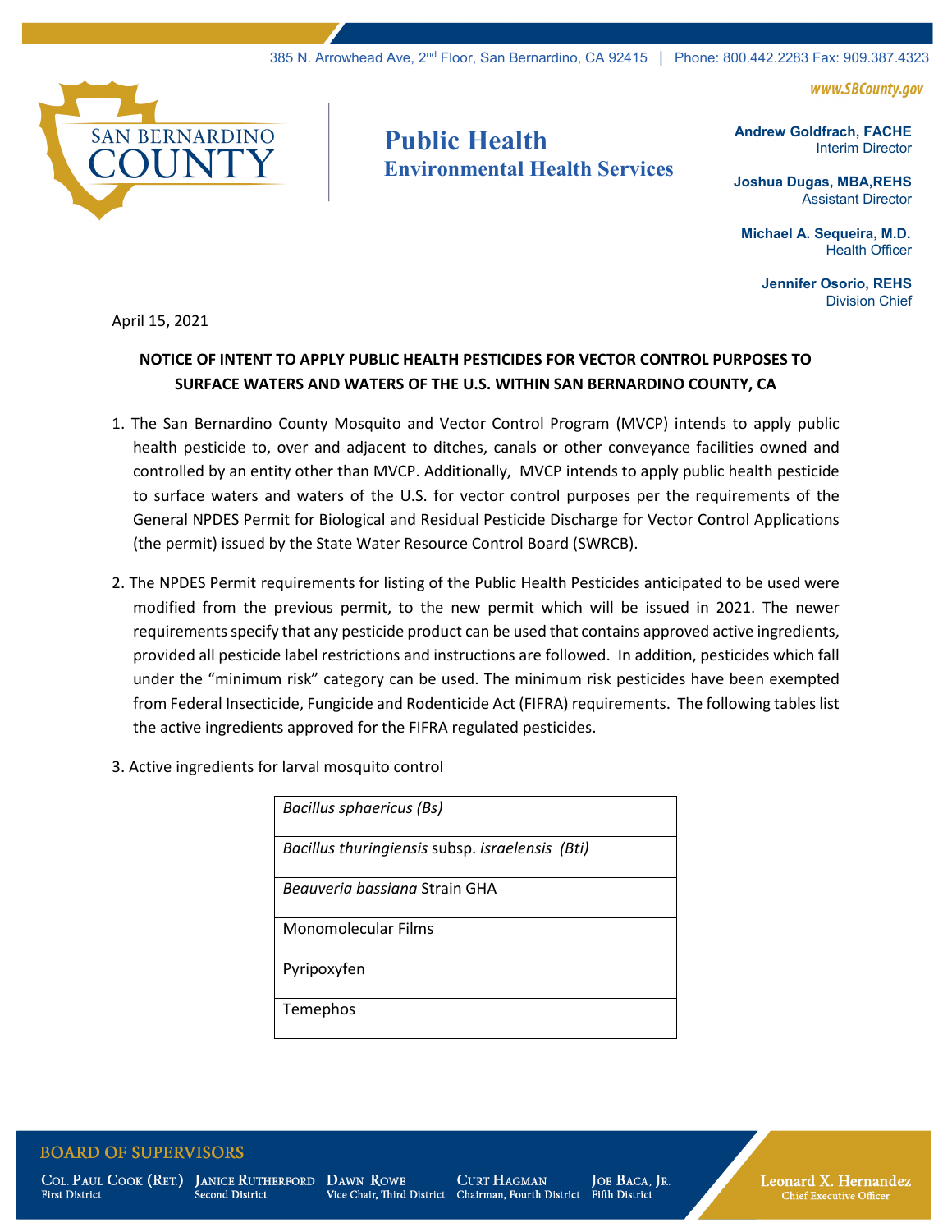385 N. Arrowhead Ave, 2nd Floor, San Bernardino, CA 92415 | Phone: 800.442.2283 Fax: 909.387.4323

www.SBCounty.gov

SAN BERNARDINO COUNTY

**Public Health**
**Environmental Health Services**

**Andrew Goldfrach, FACHE**
Interim Director

**Joshua Dugas, MBA,REHS**
Assistant Director

**Michael A. Sequeira, M.D.**
Health Officer

**Jennifer Osorio, REHS**
Division Chief

April 15, 2021

**NOTICE OF INTENT TO APPLY PUBLIC HEALTH PESTICIDES FOR VECTOR CONTROL PURPOSES TO SURFACE WATERS AND WATERS OF THE U.S. WITHIN SAN BERNARDINO COUNTY, CA**

1. The San Bernardino County Mosquito and Vector Control Program (MVCP) intends to apply public health pesticide to, over and adjacent to ditches, canals or other conveyance facilities owned and controlled by an entity other than MVCP. Additionally, MVCP intends to apply public health pesticide to surface waters and waters of the U.S. for vector control purposes per the requirements of the General NPDES Permit for Biological and Residual Pesticide Discharge for Vector Control Applications (the permit) issued by the State Water Resource Control Board (SWRCB).

2. The NPDES Permit requirements for listing of the Public Health Pesticides anticipated to be used were modified from the previous permit, to the new permit which will be issued in 2021. The newer requirements specify that any pesticide product can be used that contains approved active ingredients, provided all pesticide label restrictions and instructions are followed. In addition, pesticides which fall under the "minimum risk" category can be used. The minimum risk pesticides have been exempted from Federal Insecticide, Fungicide and Rodenticide Act (FIFRA) requirements. The following tables list the active ingredients approved for the FIFRA regulated pesticides.

3. Active ingredients for larval mosquito control

| |
|---|
| *Bacillus sphaericus (Bs)* |
| *Bacillus thuringiensis* subsp. *israelensis (Bti)* |
| *Beauveria bassiana* Strain GHA |
| Monomolecular Films |
| Pyripoxyfen |
| Temephos |

**BOARD OF SUPERVISORS**

Col. Paul Cook (Ret.), First District | Janice Rutherford, Second District | Dawn Rowe, Vice Chair, Third District | Curt Hagman, Chairman, Fourth District | Joe Baca, Jr., Fifth District

Leonard X. Hernandez, Chief Executive Officer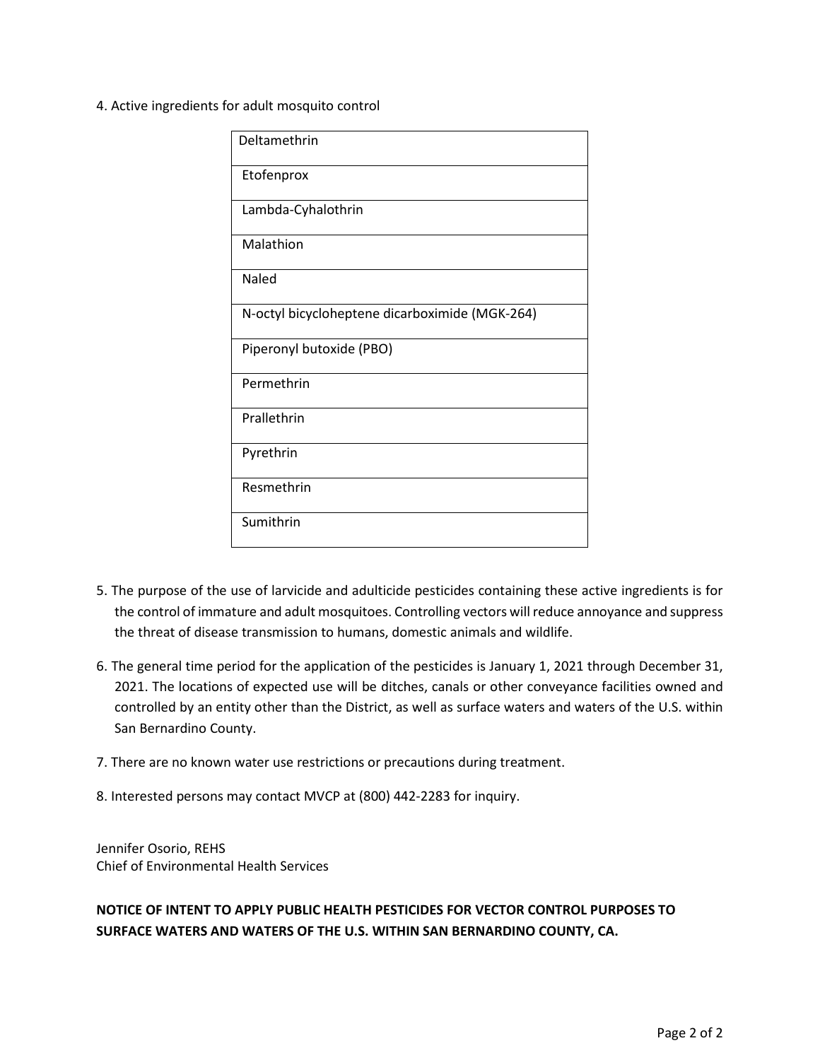4. Active ingredients for adult mosquito control

| |
|---|
| Deltamethrin |
| Etofenprox |
| Lambda-Cyhalothrin |
| Malathion |
| Naled |
| N-octyl bicycloheptene dicarboximide (MGK-264) |
| Piperonyl butoxide (PBO) |
| Permethrin |
| Prallethrin |
| Pyrethrin |
| Resmethrin |
| Sumithrin |

5. The purpose of the use of larvicide and adulticide pesticides containing these active ingredients is for the control of immature and adult mosquitoes. Controlling vectors will reduce annoyance and suppress the threat of disease transmission to humans, domestic animals and wildlife.

6. The general time period for the application of the pesticides is January 1, 2021 through December 31, 2021. The locations of expected use will be ditches, canals or other conveyance facilities owned and controlled by an entity other than the District, as well as surface waters and waters of the U.S. within San Bernardino County.

7. There are no known water use restrictions or precautions during treatment.

8. Interested persons may contact MVCP at (800) 442-2283 for inquiry.

Jennifer Osorio, REHS
Chief of Environmental Health Services

**NOTICE OF INTENT TO APPLY PUBLIC HEALTH PESTICIDES FOR VECTOR CONTROL PURPOSES TO SURFACE WATERS AND WATERS OF THE U.S. WITHIN SAN BERNARDINO COUNTY, CA.**